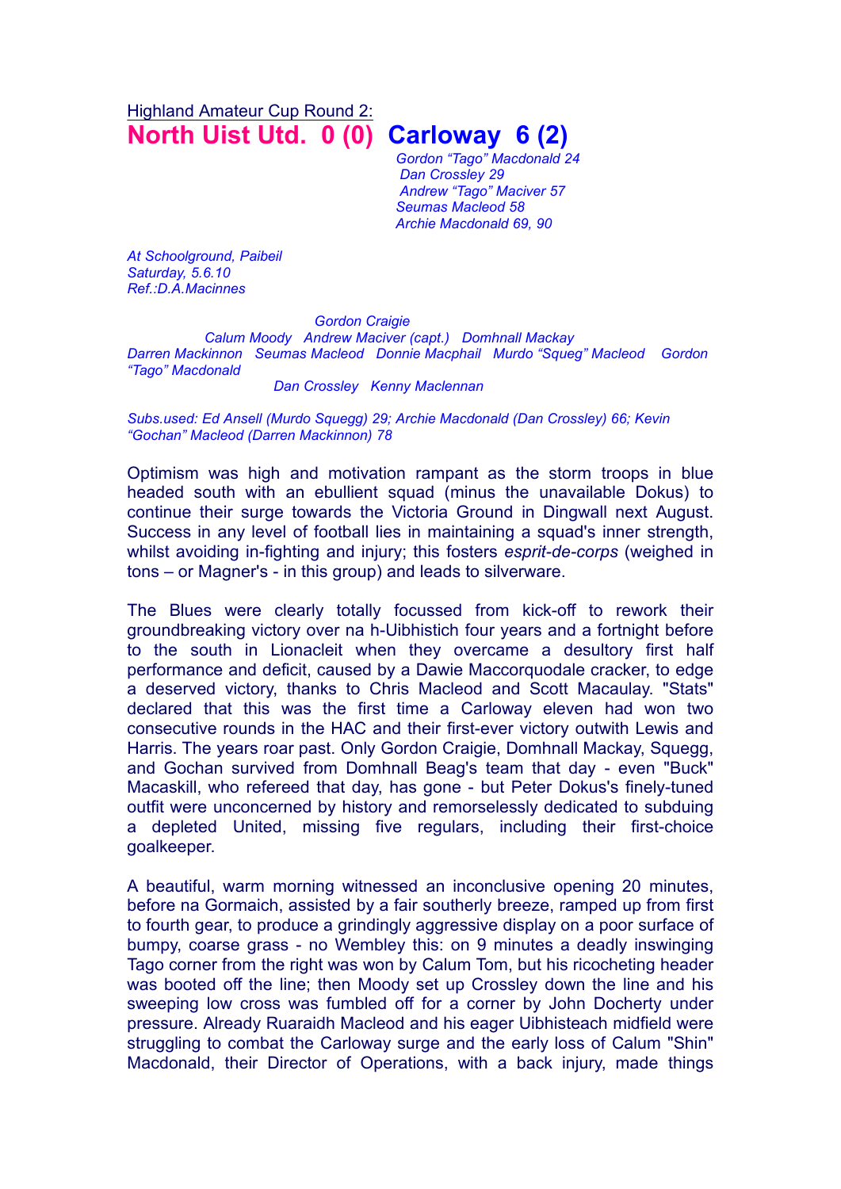Highland Amateur Cup Round 2:

# North Uist Utd. 0 (0) Carloway 6 (2)

*Gordon "Tago" Macdonald 24*
*Dan Crossley 29*
*Andrew "Tago" Maciver 57*
*Seumas Macleod 58*
*Archie Macdonald 69, 90*

*At Schoolground, Paibeil*
*Saturday, 5.6.10*
*Ref.:D.A.Macinnes*

*Gordon Craigie*
*Calum Moody Andrew Maciver (capt.) Domhnall Mackay*
*Darren Mackinnon Seumas Macleod Donnie Macphail Murdo "Squeg" Macleod Gordon "Tago" Macdonald*
*Dan Crossley Kenny Maclennan*

*Subs.used: Ed Ansell (Murdo Squegg) 29; Archie Macdonald (Dan Crossley) 66; Kevin "Gochan" Macleod (Darren Mackinnon) 78*

Optimism was high and motivation rampant as the storm troops in blue headed south with an ebullient squad (minus the unavailable Dokus) to continue their surge towards the Victoria Ground in Dingwall next August. Success in any level of football lies in maintaining a squad's inner strength, whilst avoiding in-fighting and injury; this fosters *esprit-de-corps* (weighed in tons – or Magner's - in this group) and leads to silverware.

The Blues were clearly totally focussed from kick-off to rework their groundbreaking victory over na h-Uibhistich four years and a fortnight before to the south in Lionacleit when they overcame a desultory first half performance and deficit, caused by a Dawie Maccorquodale cracker, to edge a deserved victory, thanks to Chris Macleod and Scott Macaulay. "Stats" declared that this was the first time a Carloway eleven had won two consecutive rounds in the HAC and their first-ever victory outwith Lewis and Harris. The years roar past. Only Gordon Craigie, Domhnall Mackay, Squegg, and Gochan survived from Domhnall Beag's team that day - even "Buck" Macaskill, who refereed that day, has gone - but Peter Dokus's finely-tuned outfit were unconcerned by history and remorselessly dedicated to subduing a depleted United, missing five regulars, including their first-choice goalkeeper.

A beautiful, warm morning witnessed an inconclusive opening 20 minutes, before na Gormaich, assisted by a fair southerly breeze, ramped up from first to fourth gear, to produce a grindingly aggressive display on a poor surface of bumpy, coarse grass - no Wembley this: on 9 minutes a deadly inswinging Tago corner from the right was won by Calum Tom, but his ricocheting header was booted off the line; then Moody set up Crossley down the line and his sweeping low cross was fumbled off for a corner by John Docherty under pressure. Already Ruaraidh Macleod and his eager Uibhisteach midfield were struggling to combat the Carloway surge and the early loss of Calum "Shin" Macdonald, their Director of Operations, with a back injury, made things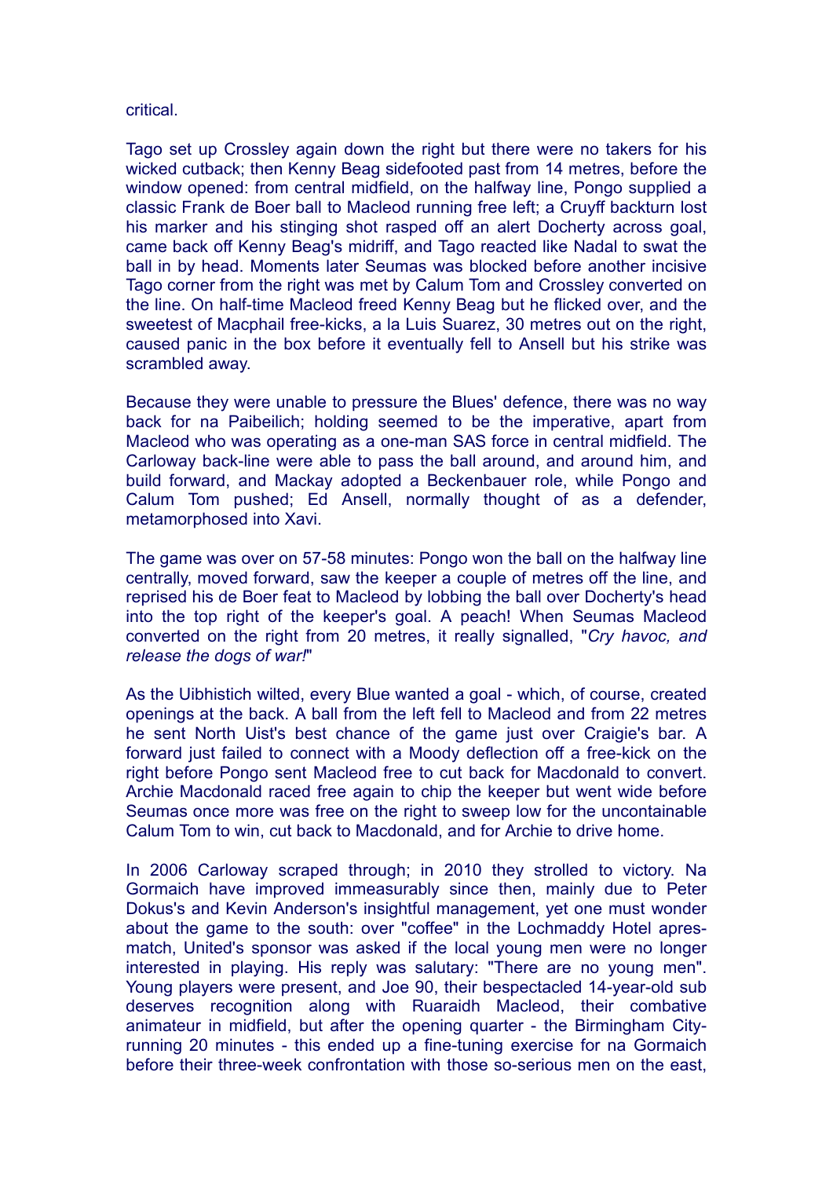critical.

Tago set up Crossley again down the right but there were no takers for his wicked cutback; then Kenny Beag sidefooted past from 14 metres, before the window opened: from central midfield, on the halfway line, Pongo supplied a classic Frank de Boer ball to Macleod running free left; a Cruyff backturn lost his marker and his stinging shot rasped off an alert Docherty across goal, came back off Kenny Beag's midriff, and Tago reacted like Nadal to swat the ball in by head. Moments later Seumas was blocked before another incisive Tago corner from the right was met by Calum Tom and Crossley converted on the line. On half-time Macleod freed Kenny Beag but he flicked over, and the sweetest of Macphail free-kicks, a la Luis Suarez, 30 metres out on the right, caused panic in the box before it eventually fell to Ansell but his strike was scrambled away.

Because they were unable to pressure the Blues' defence, there was no way back for na Paibeilich; holding seemed to be the imperative, apart from Macleod who was operating as a one-man SAS force in central midfield. The Carloway back-line were able to pass the ball around, and around him, and build forward, and Mackay adopted a Beckenbauer role, while Pongo and Calum Tom pushed; Ed Ansell, normally thought of as a defender, metamorphosed into Xavi.

The game was over on 57-58 minutes: Pongo won the ball on the halfway line centrally, moved forward, saw the keeper a couple of metres off the line, and reprised his de Boer feat to Macleod by lobbing the ball over Docherty's head into the top right of the keeper's goal. A peach! When Seumas Macleod converted on the right from 20 metres, it really signalled, "*Cry havoc, and release the dogs of war!*"

As the Uibhistich wilted, every Blue wanted a goal - which, of course, created openings at the back. A ball from the left fell to Macleod and from 22 metres he sent North Uist's best chance of the game just over Craigie's bar. A forward just failed to connect with a Moody deflection off a free-kick on the right before Pongo sent Macleod free to cut back for Macdonald to convert. Archie Macdonald raced free again to chip the keeper but went wide before Seumas once more was free on the right to sweep low for the uncontainable Calum Tom to win, cut back to Macdonald, and for Archie to drive home.

In 2006 Carloway scraped through; in 2010 they strolled to victory. Na Gormaich have improved immeasurably since then, mainly due to Peter Dokus's and Kevin Anderson's insightful management, yet one must wonder about the game to the south: over "coffee" in the Lochmaddy Hotel apres-match, United's sponsor was asked if the local young men were no longer interested in playing. His reply was salutary: "There are no young men". Young players were present, and Joe 90, their bespectacled 14-year-old sub deserves recognition along with Ruaraidh Macleod, their combative animateur in midfield, but after the opening quarter - the Birmingham City-running 20 minutes - this ended up a fine-tuning exercise for na Gormaich before their three-week confrontation with those so-serious men on the east,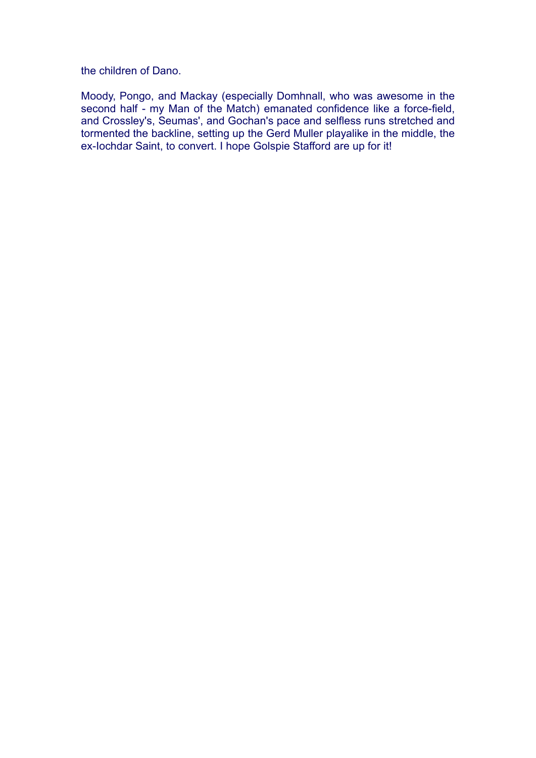the children of Dano.

Moody, Pongo, and Mackay (especially Domhnall, who was awesome in the second half - my Man of the Match) emanated confidence like a force-field, and Crossley's, Seumas', and Gochan's pace and selfless runs stretched and tormented the backline, setting up the Gerd Muller playalike in the middle, the ex-Iochdar Saint, to convert. I hope Golspie Stafford are up for it!